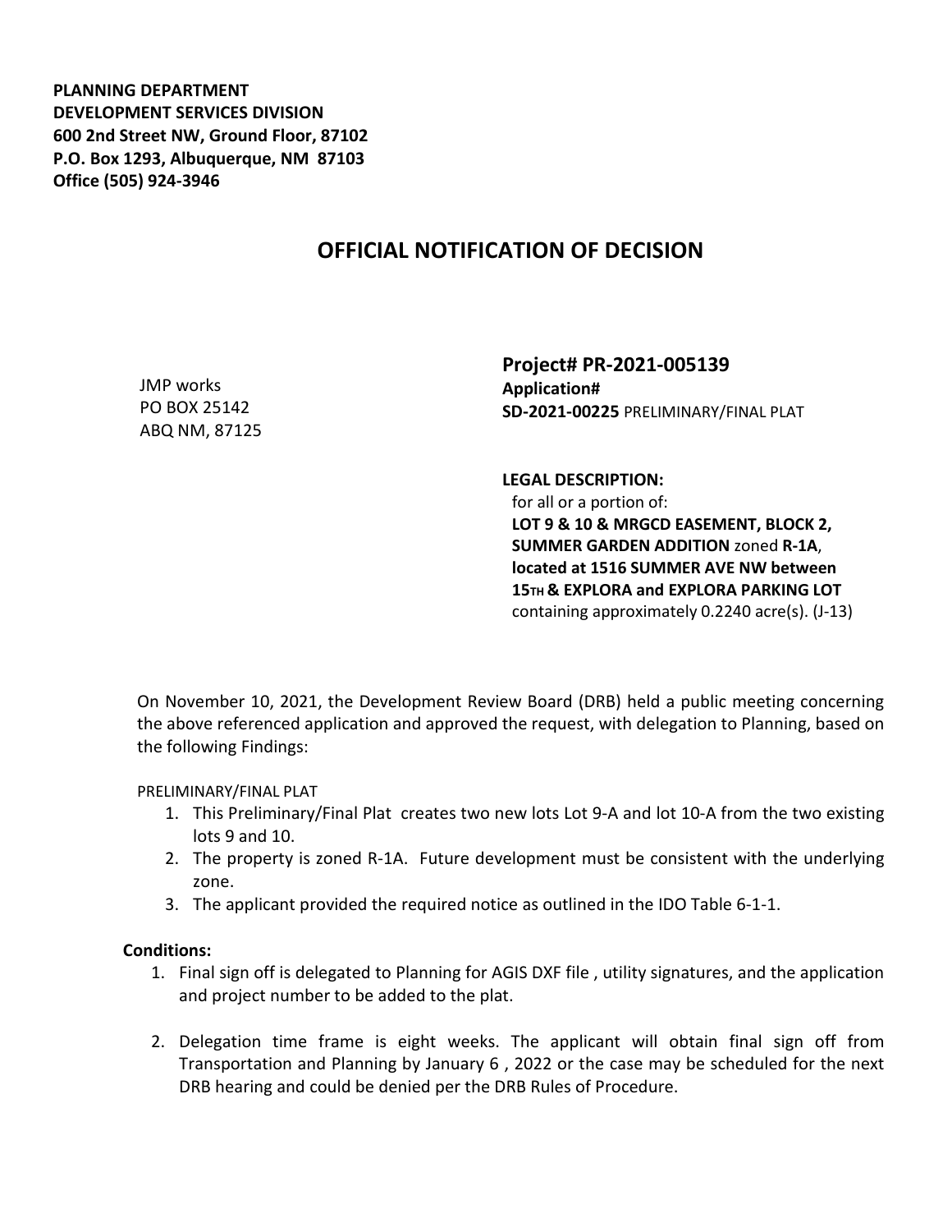**PLANNING DEPARTMENT**
**DEVELOPMENT SERVICES DIVISION**
**600 2nd Street NW, Ground Floor, 87102**
**P.O. Box 1293, Albuquerque, NM 87103**
**Office (505) 924-3946**

# OFFICIAL NOTIFICATION OF DECISION

JMP works
PO BOX 25142
ABQ NM, 87125

**Project# PR-2021-005139**
**Application#**
**SD-2021-00225** PRELIMINARY/FINAL PLAT

**LEGAL DESCRIPTION:**
for all or a portion of:
**LOT 9 & 10 & MRGCD EASEMENT, BLOCK 2, SUMMER GARDEN ADDITION** zoned **R-1A**, **located at 1516 SUMMER AVE NW between 15TH & EXPLORA and EXPLORA PARKING LOT** containing approximately 0.2240 acre(s). (J-13)

On November 10, 2021, the Development Review Board (DRB) held a public meeting concerning the above referenced application and approved the request, with delegation to Planning, based on the following Findings:

PRELIMINARY/FINAL PLAT

1. This Preliminary/Final Plat creates two new lots Lot 9-A and lot 10-A from the two existing lots 9 and 10.
2. The property is zoned R-1A. Future development must be consistent with the underlying zone.
3. The applicant provided the required notice as outlined in the IDO Table 6-1-1.

**Conditions:**

1. Final sign off is delegated to Planning for AGIS DXF file , utility signatures, and the application and project number to be added to the plat.
2. Delegation time frame is eight weeks. The applicant will obtain final sign off from Transportation and Planning by January 6 , 2022 or the case may be scheduled for the next DRB hearing and could be denied per the DRB Rules of Procedure.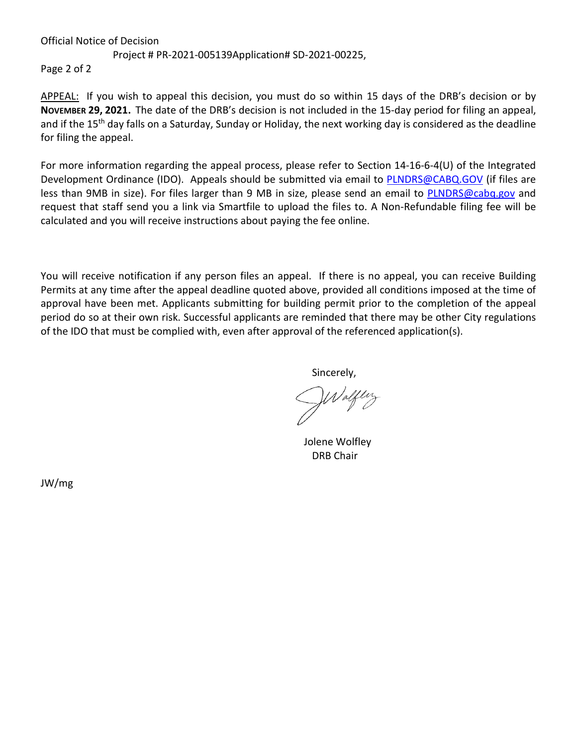Official Notice of Decision
Project # PR-2021-005139Application# SD-2021-00225,

<u>APPEAL:</u> If you wish to appeal this decision, you must do so within 15 days of the DRB's decision or by **NOVEMBER 29, 2021.** The date of the DRB's decision is not included in the 15-day period for filing an appeal, and if the 15th day falls on a Saturday, Sunday or Holiday, the next working day is considered as the deadline for filing the appeal.

For more information regarding the appeal process, please refer to Section 14-16-6-4(U) of the Integrated Development Ordinance (IDO). Appeals should be submitted via email to PLNDRS@CABQ.GOV (if files are less than 9MB in size). For files larger than 9 MB in size, please send an email to PLNDRS@cabq.gov and request that staff send you a link via Smartfile to upload the files to. A Non-Refundable filing fee will be calculated and you will receive instructions about paying the fee online.

You will receive notification if any person files an appeal. If there is no appeal, you can receive Building Permits at any time after the appeal deadline quoted above, provided all conditions imposed at the time of approval have been met. Applicants submitting for building permit prior to the completion of the appeal period do so at their own risk. Successful applicants are reminded that there may be other City regulations of the IDO that must be complied with, even after approval of the referenced application(s).

Sincerely,

JWolfley

Jolene Wolfley
DRB Chair

JW/mg